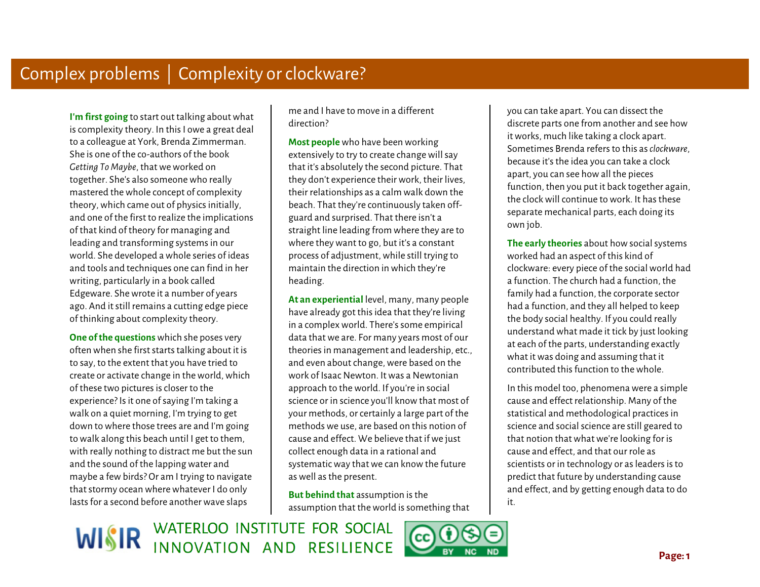# Complex problems | Complexity or clockware?

**I'm first going** to start out talking about what is complexity theory. In this I owe a great deal to a colleague at York, Brenda Zimmerman. She is one of the co-authors of the book *Getting To Maybe*, that we worked on together. She's also someone who really mastered the whole concept of complexity theory, which came out of physics initially, and one of the first to realize the implications of that kind of theory for managing and leading and transforming systems in our world. She developed a whole series of ideas and tools and techniques one can find in her writing, particularly in a book called Edgeware. She wrote it a number of years ago. And it still remains a cutting edge piece of thinking about complexity theory.

**One of the questions** which she poses very often when she first starts talking about it is to say, to the extent that you have tried to create or activate change in the world, which of these two pictures is closer to the experience? Is it one of saying I'm taking a walk on a quiet morning, I'm trying to get down to where those trees are and I'm going to walk along this beach until I get to them, with really nothing to distract me but the sun and the sound of the lapping water and maybe a few birds? Or am I trying to navigate that stormy ocean where whatever I do only lasts for a second before another wave slaps me and I have to move in a different direction?

**Most people** who have been working extensively to try to create change will say that it's absolutely the second picture. That they don't experience their work, their lives, their relationships as a calm walk down the beach. That they're continuously taken off-guard and surprised. That there isn't a straight line leading from where they are to where they want to go, but it's a constant process of adjustment, while still trying to maintain the direction in which they're heading.

**At an experiential** level, many, many people have already got this idea that they're living in a complex world. There's some empirical data that we are. For many years most of our theories in management and leadership, etc., and even about change, were based on the work of Isaac Newton. It was a Newtonian approach to the world. If you're in social science or in science you'll know that most of your methods, or certainly a large part of the methods we use, are based on this notion of cause and effect. We believe that if we just collect enough data in a rational and systematic way that we can know the future as well as the present.

**But behind that** assumption is the assumption that the world is something that you can take apart. You can dissect the discrete parts one from another and see how it works, much like taking a clock apart. Sometimes Brenda refers to this as *clockware*, because it's the idea you can take a clock apart, you can see how all the pieces function, then you put it back together again, the clock will continue to work. It has these separate mechanical parts, each doing its own job.

**The early theories** about how social systems worked had an aspect of this kind of clockware: every piece of the social world had a function. The church had a function, the family had a function, the corporate sector had a function, and they all helped to keep the body social healthy. If you could really understand what made it tick by just looking at each of the parts, understanding exactly what it was doing and assuming that it contributed this function to the whole.

In this model too, phenomena were a simple cause and effect relationship. Many of the statistical and methodological practices in science and social science are still geared to that notion that what we're looking for is cause and effect, and that our role as scientists or in technology or as leaders is to predict that future by understanding cause and effect, and by getting enough data to do it.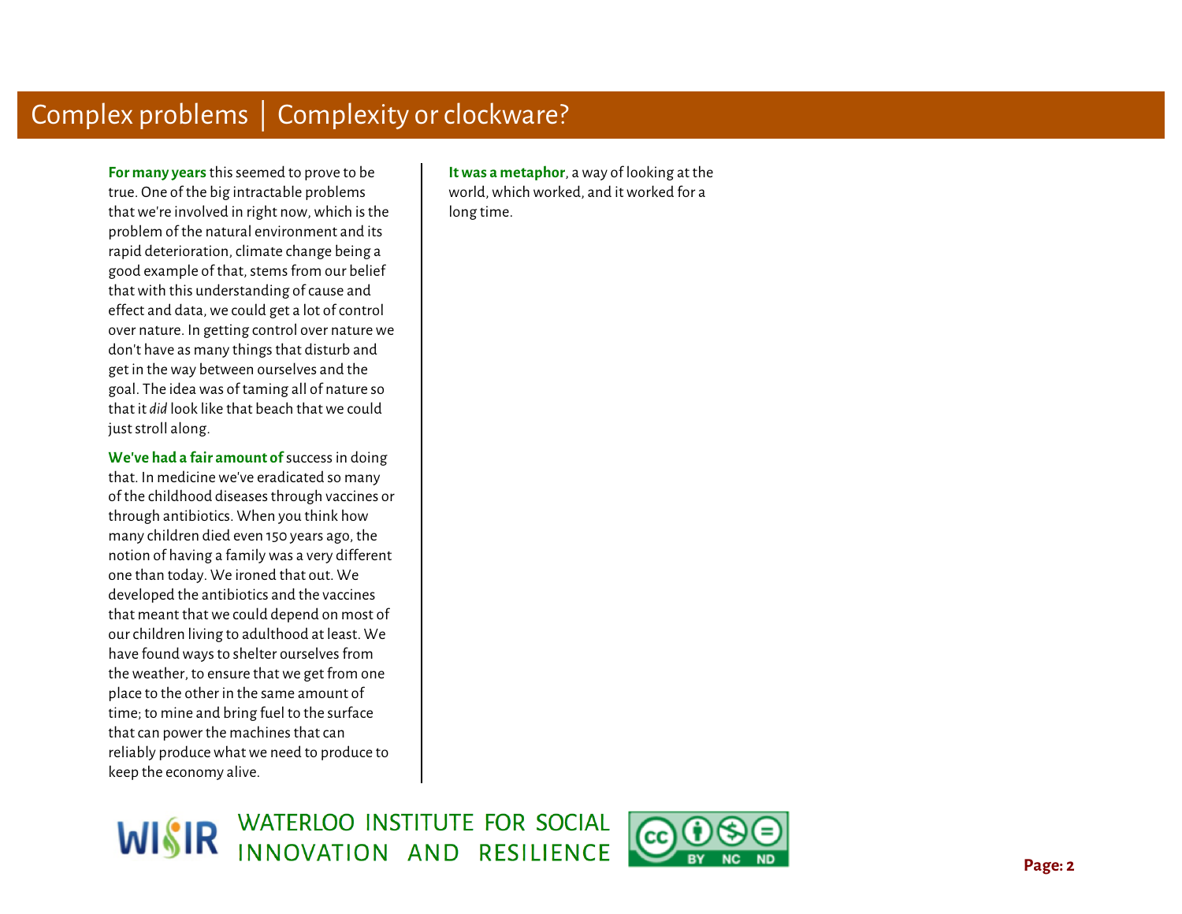# Complex problems | Complexity or clockware?

**For many years** this seemed to prove to be true. One of the big intractable problems that we're involved in right now, which is the problem of the natural environment and its rapid deterioration, climate change being a good example of that, stems from our belief that with this understanding of cause and effect and data, we could get a lot of control over nature. In getting control over nature we don't have as many things that disturb and get in the way between ourselves and the goal. The idea was of taming all of nature so that it *did* look like that beach that we could just stroll along.

**We've had a fair amount of** success in doing that. In medicine we've eradicated so many of the childhood diseases through vaccines or through antibiotics. When you think how many children died even 150 years ago, the notion of having a family was a very different one than today. We ironed that out. We developed the antibiotics and the vaccines that meant that we could depend on most of our children living to adulthood at least. We have found ways to shelter ourselves from the weather, to ensure that we get from one place to the other in the same amount of time; to mine and bring fuel to the surface that can power the machines that can reliably produce what we need to produce to keep the economy alive.

**It was a metaphor**, a way of looking at the world, which worked, and it worked for a long time.

WATERLOO INSTITUTE FOR SOCIAL INNOVATION AND RESILIENCE